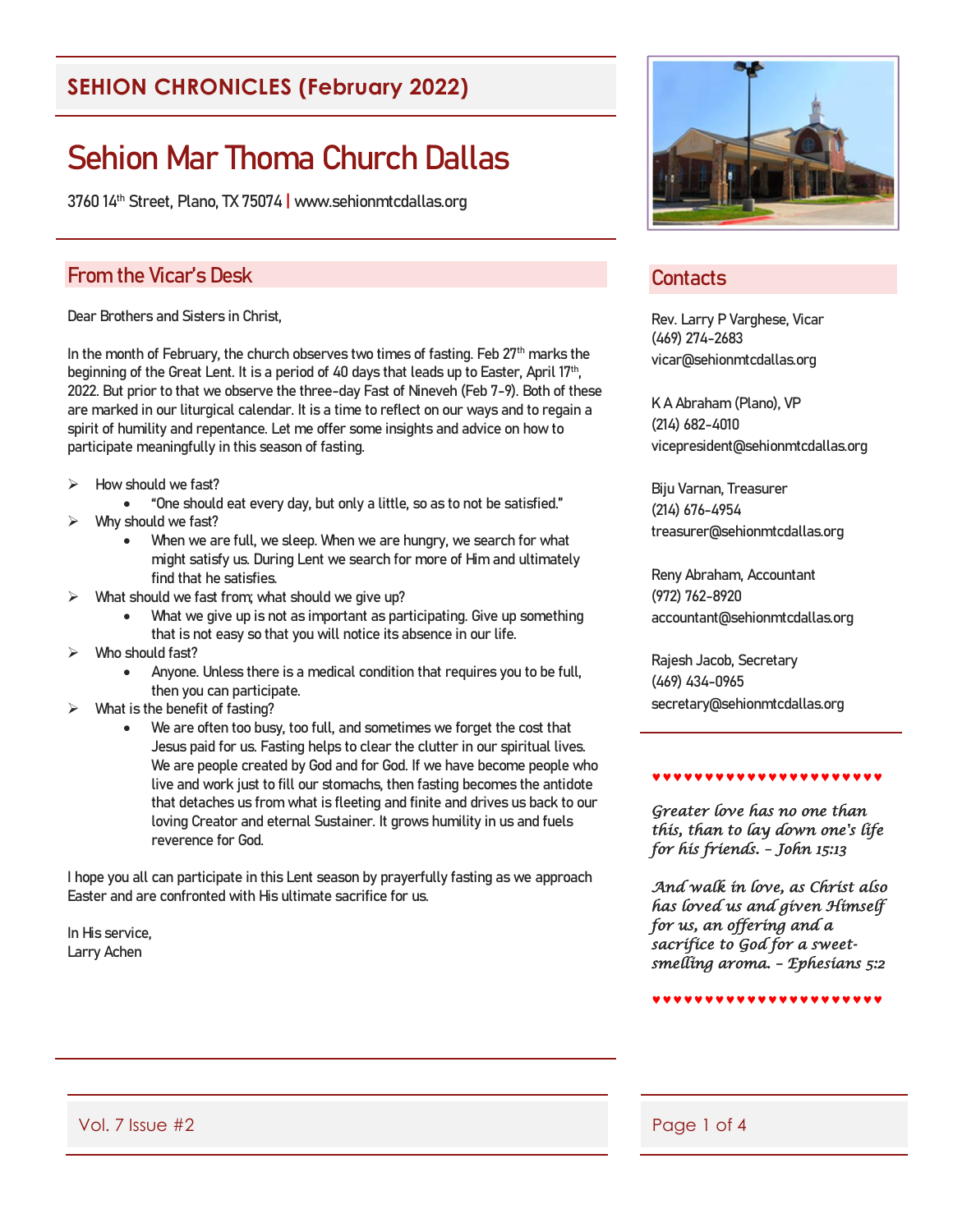## SEHION CHRONICLES (February 2022)

# Sehion Mar Thoma Church Dallas

3760 14th Street, Plano, TX 75074 | www.sehionmtcdallas.org

## From the Vicar's Desk

Dear Brothers and Sisters in Christ,

In the month of February, the church observes two times of fasting. Feb 27th marks the beginning of the Great Lent. It is a period of 40 days that leads up to Easter, April 17th, 2022. But prior to that we observe the three-day Fast of Nineveh (Feb 7-9). Both of these are marked in our liturgical calendar. It is a time to reflect on our ways and to regain a spirit of humility and repentance. Let me offer some insights and advice on how to participate meaningfully in this season of fasting.

- How should we fast?
  - "One should eat every day, but only a little, so as to not be satisfied."
- Why should we fast?
  - When we are full, we sleep. When we are hungry, we search for what might satisfy us. During Lent we search for more of Him and ultimately find that he satisfies.
- What should we fast from; what should we give up?
  - What we give up is not as important as participating. Give up something that is not easy so that you will notice its absence in our life.
- Who should fast?
  - Anyone. Unless there is a medical condition that requires you to be full, then you can participate.
- What is the benefit of fasting?
  - We are often too busy, too full, and sometimes we forget the cost that Jesus paid for us. Fasting helps to clear the clutter in our spiritual lives. We are people created by God and for God. If we have become people who live and work just to fill our stomachs, then fasting becomes the antidote that detaches us from what is fleeting and finite and drives us back to our loving Creator and eternal Sustainer. It grows humility in us and fuels reverence for God.

I hope you all can participate in this Lent season by prayerfully fasting as we approach Easter and are confronted with His ultimate sacrifice for us.

In His service,
Larry Achen

## Contacts

Rev. Larry P Varghese, Vicar
(469) 274-2683
vicar@sehionmtcdallas.org

K A Abraham (Plano), VP
(214) 682-4010
vicepresident@sehionmtcdallas.org

Biju Varnan, Treasurer
(214) 676-4954
treasurer@sehionmtcdallas.org

Reny Abraham, Accountant
(972) 762-8920
accountant@sehionmtcdallas.org

Rajesh Jacob, Secretary
(469) 434-0965
secretary@sehionmtcdallas.org

♥♥♥♥♥♥♥♥♥♥♥♥♥♥♥♥♥♥♥♥♥♥♥

*Greater love has no one than this, than to lay down one's life for his friends. – John 15:13*

*And walk in love, as Christ also has loved us and given Himself for us, an offering and a sacrifice to God for a sweet-smelling aroma. – Ephesians 5:2*

♥♥♥♥♥♥♥♥♥♥♥♥♥♥♥♥♥♥♥♥♥♥♥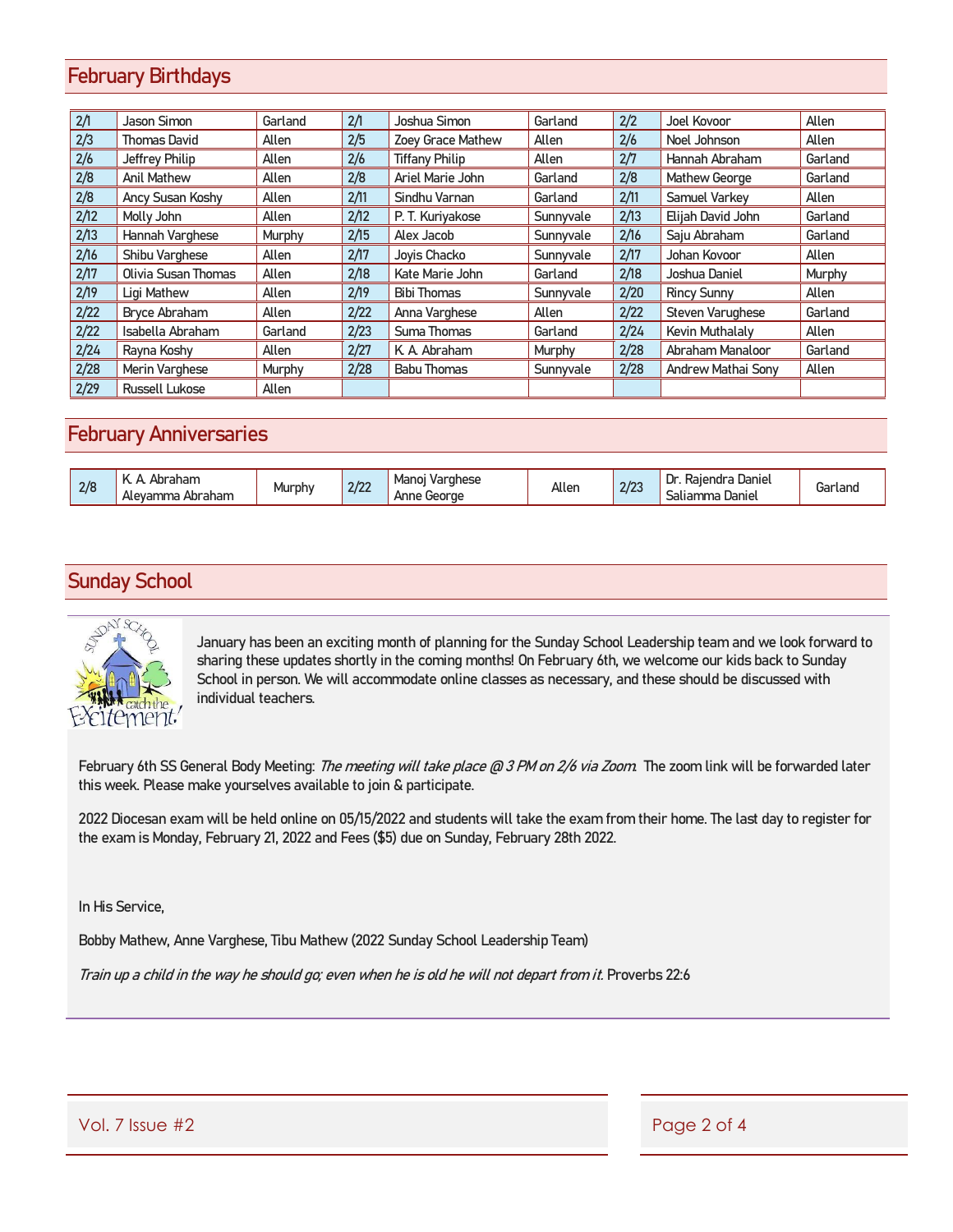## February Birthdays

| | | | | | | | | |
|---|---|---|---|---|---|---|---|---|
| 2/1 | Jason Simon | Garland | 2/1 | Joshua Simon | Garland | 2/2 | Joel Kovoor | Allen |
| 2/3 | Thomas David | Allen | 2/5 | Zoey Grace Mathew | Allen | 2/6 | Noel Johnson | Allen |
| 2/6 | Jeffrey Philip | Allen | 2/6 | Tiffany Philip | Allen | 2/7 | Hannah Abraham | Garland |
| 2/8 | Anil Mathew | Allen | 2/8 | Ariel Marie John | Garland | 2/8 | Mathew George | Garland |
| 2/8 | Ancy Susan Koshy | Allen | 2/11 | Sindhu Varnan | Garland | 2/11 | Samuel Varkey | Allen |
| 2/12 | Molly John | Allen | 2/12 | P. T. Kuriyakose | Sunnyvale | 2/13 | Elijah David John | Garland |
| 2/13 | Hannah Varghese | Murphy | 2/15 | Alex Jacob | Sunnyvale | 2/16 | Saju Abraham | Garland |
| 2/16 | Shibu Varghese | Allen | 2/17 | Joyis Chacko | Sunnyvale | 2/17 | Johan Kovoor | Allen |
| 2/17 | Olivia Susan Thomas | Allen | 2/18 | Kate Marie John | Garland | 2/18 | Joshua Daniel | Murphy |
| 2/19 | Ligi Mathew | Allen | 2/19 | Bibi Thomas | Sunnyvale | 2/20 | Rincy Sunny | Allen |
| 2/22 | Bryce Abraham | Allen | 2/22 | Anna Varghese | Allen | 2/22 | Steven Varughese | Garland |
| 2/22 | Isabella Abraham | Garland | 2/23 | Suma Thomas | Garland | 2/24 | Kevin Muthalaly | Allen |
| 2/24 | Rayna Koshy | Allen | 2/27 | K. A. Abraham | Murphy | 2/28 | Abraham Manaloor | Garland |
| 2/28 | Merin Varghese | Murphy | 2/28 | Babu Thomas | Sunnyvale | 2/28 | Andrew Mathai Sony | Allen |
| 2/29 | Russell Lukose | Allen | | | | | | |

## February Anniversaries

| | | | | | | | | |
|---|---|---|---|---|---|---|---|---|
| 2/8 | K. A. Abraham<br>Aleyamma Abraham | Murphy | 2/22 | Manoj Varghese<br>Anne George | Allen | 2/23 | Dr. Rajendra Daniel<br>Saliamma Daniel | Garland |

## Sunday School

January has been an exciting month of planning for the Sunday School Leadership team and we look forward to sharing these updates shortly in the coming months! On February 6th, we welcome our kids back to Sunday School in person. We will accommodate online classes as necessary, and these should be discussed with individual teachers.

February 6th SS General Body Meeting: *The meeting will take place @ 3 PM on 2/6 via Zoom*. The zoom link will be forwarded later this week. Please make yourselves available to join & participate.

2022 Diocesan exam will be held online on 05/15/2022 and students will take the exam from their home. The last day to register for the exam is Monday, February 21, 2022 and Fees ($5) due on Sunday, February 28th 2022.

In His Service,

Bobby Mathew, Anne Varghese, Tibu Mathew (2022 Sunday School Leadership Team)

*Train up a child in the way he should go; even when he is old he will not depart from it.* Proverbs 22:6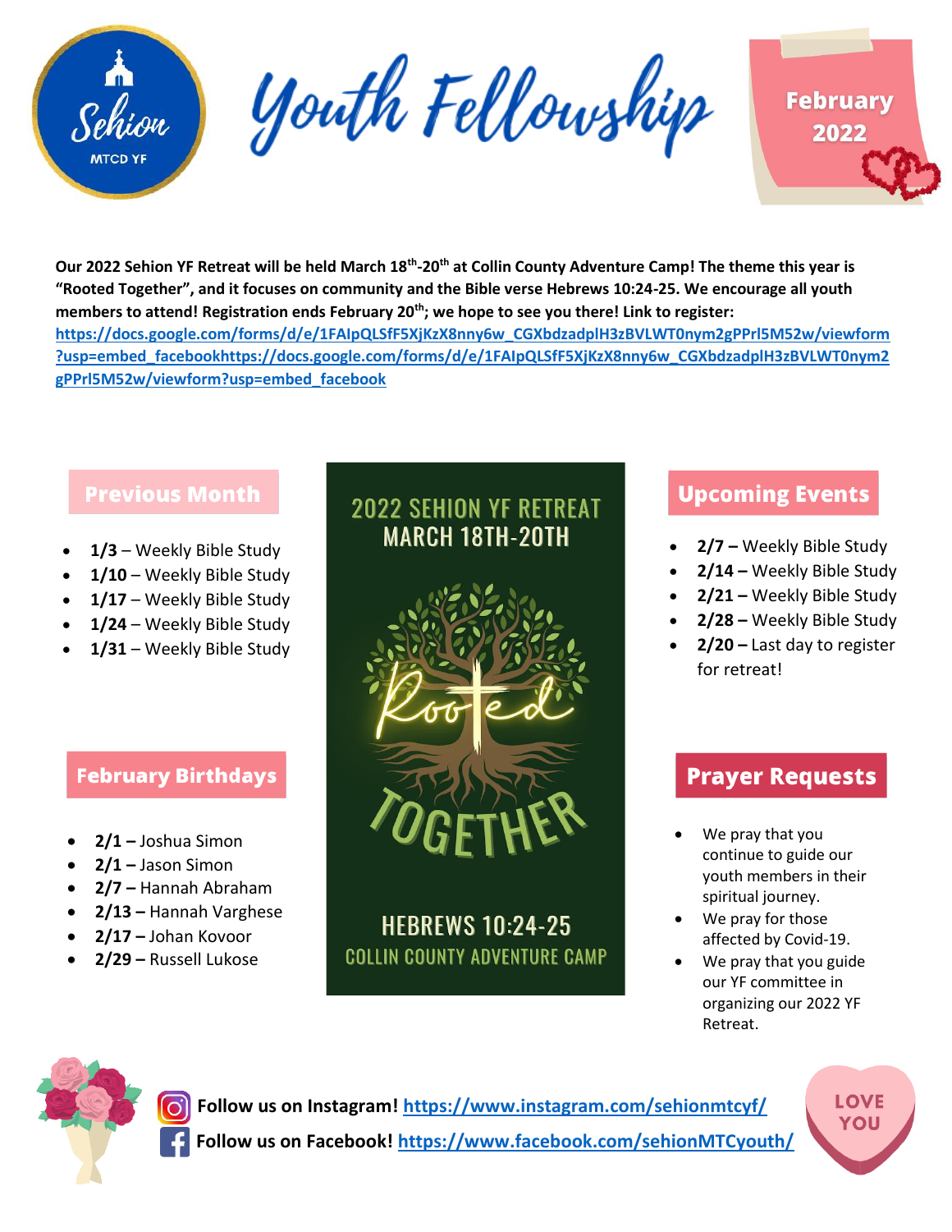# Youth Fellowship

Sehion MTCD YF

February 2022

**Our 2022 Sehion YF Retreat will be held March 18th-20th at Collin County Adventure Camp! The theme this year is "Rooted Together", and it focuses on community and the Bible verse Hebrews 10:24-25. We encourage all youth members to attend! Registration ends February 20th; we hope to see you there! Link to register: [https://docs.google.com/forms/d/e/1FAIpQLSfF5XjKzX8nny6w_CGXbdzadplH3zBVLWT0nym2gPPrl5M52w/viewform?usp=embed_facebookhttps://docs.google.com/forms/d/e/1FAIpQLSfF5XjKzX8nny6w_CGXbdzadplH3zBVLWT0nym2gPPrl5M52w/viewform?usp=embed_facebook](https://docs.google.com/forms/d/e/1FAIpQLSfF5XjKzX8nny6w_CGXbdzadplH3zBVLWT0nym2gPPrl5M52w/viewform?usp=embed_facebook)**

## Previous Month

- **1/3** – Weekly Bible Study
- **1/10** – Weekly Bible Study
- **1/17** – Weekly Bible Study
- **1/24** – Weekly Bible Study
- **1/31** – Weekly Bible Study

## February Birthdays

- **2/1 –** Joshua Simon
- **2/1 –** Jason Simon
- **2/7 –** Hannah Abraham
- **2/13 –** Hannah Varghese
- **2/17 –** Johan Kovoor
- **2/29 –** Russell Lukose

2022 SEHION YF RETREAT
MARCH 18TH-20TH

Rooted TOGETHER

HEBREWS 10:24-25
COLLIN COUNTY ADVENTURE CAMP

## Upcoming Events

- **2/7 –** Weekly Bible Study
- **2/14 –** Weekly Bible Study
- **2/21 –** Weekly Bible Study
- **2/28 –** Weekly Bible Study
- **2/20 –** Last day to register for retreat!

## Prayer Requests

- We pray that you continue to guide our youth members in their spiritual journey.
- We pray for those affected by Covid-19.
- We pray that you guide our YF committee in organizing our 2022 YF Retreat.

**Follow us on Instagram!** [https://www.instagram.com/sehionmtcyf/](https://www.instagram.com/sehionmtcyf/)

**Follow us on Facebook!** [https://www.facebook.com/sehionMTCyouth/](https://www.facebook.com/sehionMTCyouth/)

LOVE YOU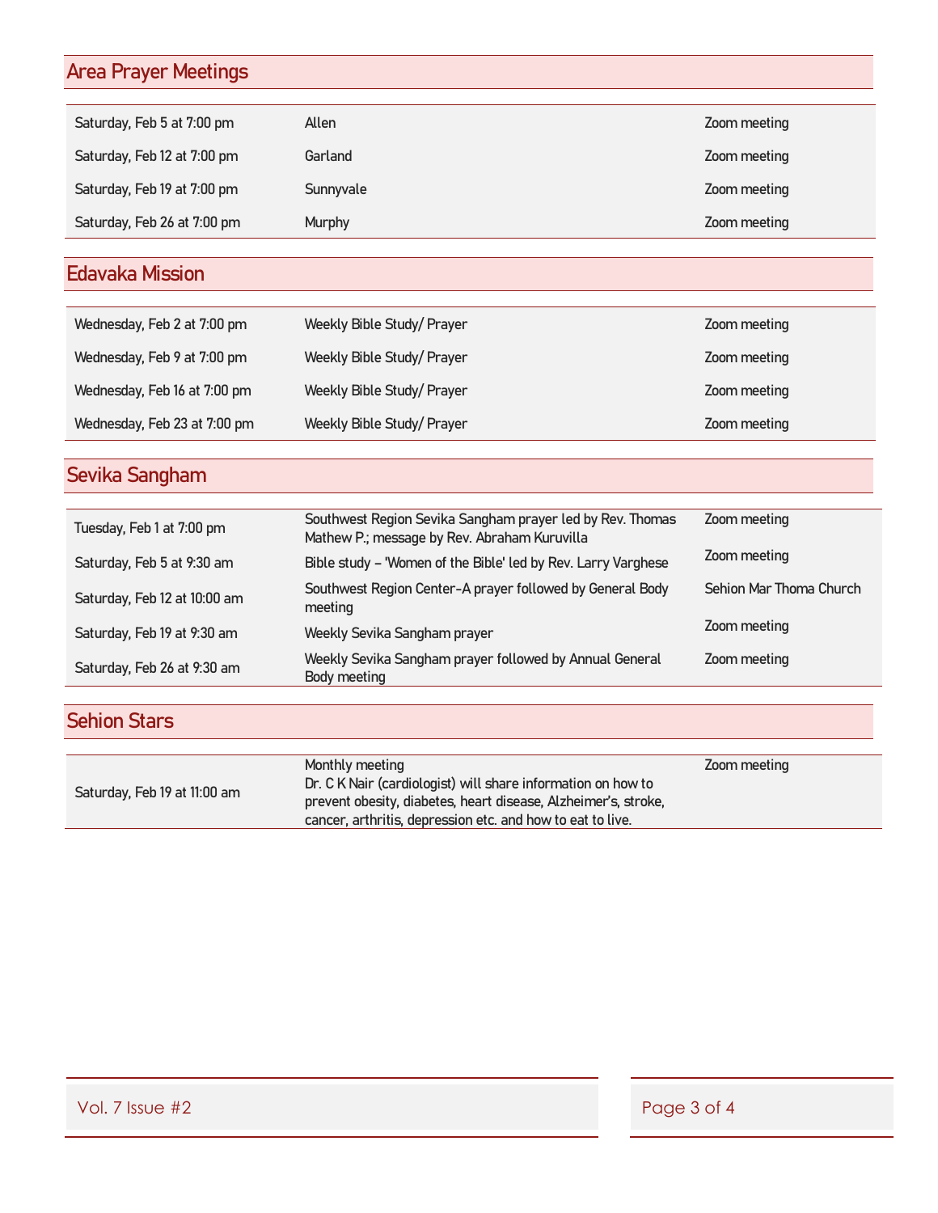## Area Prayer Meetings

| | | |
|---|---|---|
| Saturday, Feb 5 at 7:00 pm | Allen | Zoom meeting |
| Saturday, Feb 12 at 7:00 pm | Garland | Zoom meeting |
| Saturday, Feb 19 at 7:00 pm | Sunnyvale | Zoom meeting |
| Saturday, Feb 26 at 7:00 pm | Murphy | Zoom meeting |

## Edavaka Mission

| | | |
|---|---|---|
| Wednesday, Feb 2 at 7:00 pm | Weekly Bible Study/ Prayer | Zoom meeting |
| Wednesday, Feb 9 at 7:00 pm | Weekly Bible Study/ Prayer | Zoom meeting |
| Wednesday, Feb 16 at 7:00 pm | Weekly Bible Study/ Prayer | Zoom meeting |
| Wednesday, Feb 23 at 7:00 pm | Weekly Bible Study/ Prayer | Zoom meeting |

## Sevika Sangham

| | | |
|---|---|---|
| Tuesday, Feb 1 at 7:00 pm | Southwest Region Sevika Sangham prayer led by Rev. Thomas Mathew P.; message by Rev. Abraham Kuruvilla | Zoom meeting |
| Saturday, Feb 5 at 9:30 am | Bible study – 'Women of the Bible' led by Rev. Larry Varghese | Zoom meeting |
| Saturday, Feb 12 at 10:00 am | Southwest Region Center-A prayer followed by General Body meeting | Sehion Mar Thoma Church |
| Saturday, Feb 19 at 9:30 am | Weekly Sevika Sangham prayer | Zoom meeting |
| Saturday, Feb 26 at 9:30 am | Weekly Sevika Sangham prayer followed by Annual General Body meeting | Zoom meeting |

## Sehion Stars

| | | |
|---|---|---|
| Saturday, Feb 19 at 11:00 am | Monthly meeting<br>Dr. C K Nair (cardiologist) will share information on how to prevent obesity, diabetes, heart disease, Alzheimer's, stroke, cancer, arthritis, depression etc. and how to eat to live. | Zoom meeting |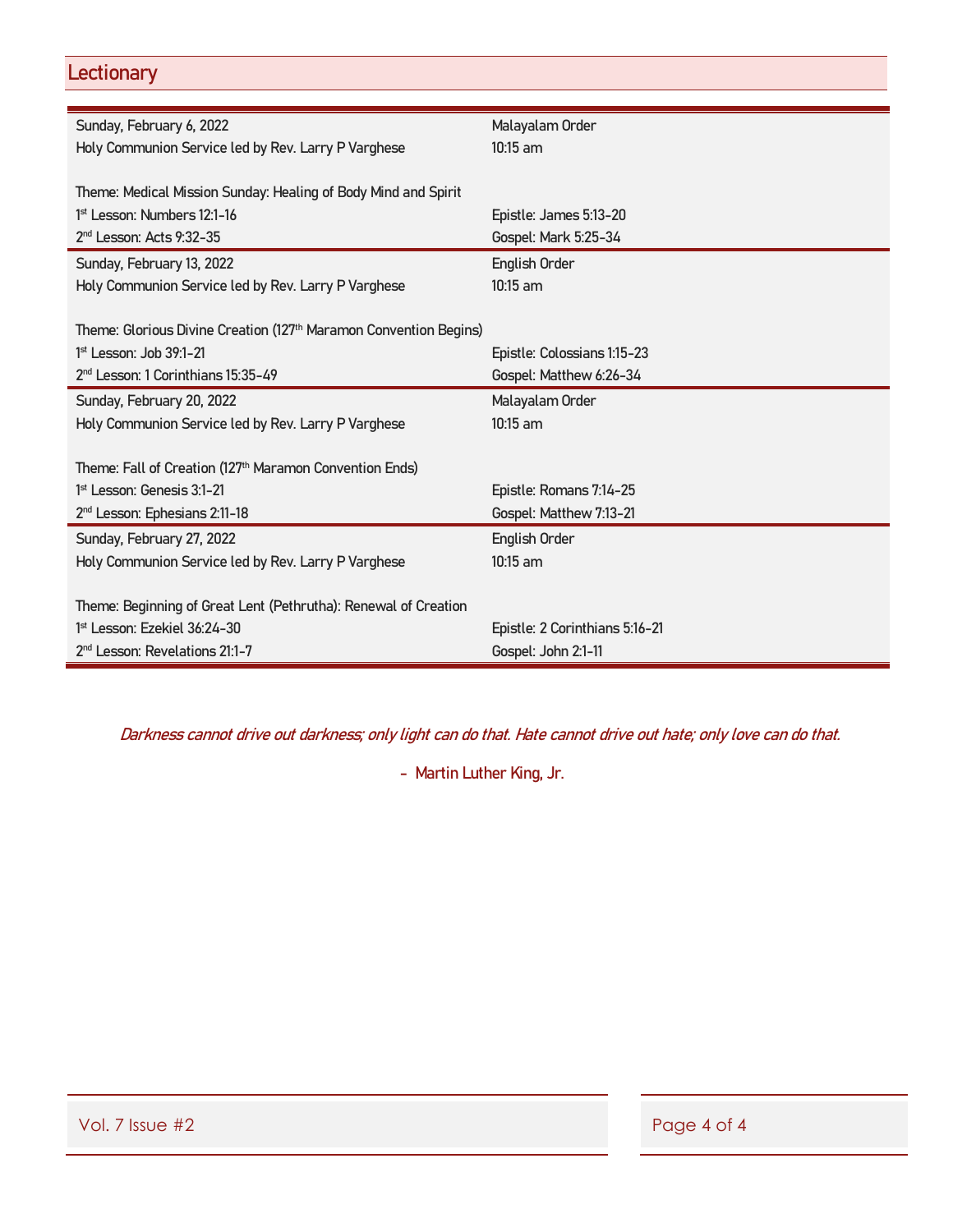## Lectionary

| | |
|---|---|
| Sunday, February 6, 2022 | Malayalam Order |
| Holy Communion Service led by Rev. Larry P Varghese | 10:15 am |
| Theme: Medical Mission Sunday: Healing of Body Mind and Spirit | |
| 1st Lesson: Numbers 12:1-16 | Epistle: James 5:13-20 |
| 2nd Lesson: Acts 9:32-35 | Gospel: Mark 5:25-34 |
| Sunday, February 13, 2022 | English Order |
| Holy Communion Service led by Rev. Larry P Varghese | 10:15 am |
| Theme: Glorious Divine Creation (127th Maramon Convention Begins) | |
| 1st Lesson: Job 39:1-21 | Epistle: Colossians 1:15-23 |
| 2nd Lesson: 1 Corinthians 15:35-49 | Gospel: Matthew 6:26-34 |
| Sunday, February 20, 2022 | Malayalam Order |
| Holy Communion Service led by Rev. Larry P Varghese | 10:15 am |
| Theme: Fall of Creation (127th Maramon Convention Ends) | |
| 1st Lesson: Genesis 3:1-21 | Epistle: Romans 7:14-25 |
| 2nd Lesson: Ephesians 2:11-18 | Gospel: Matthew 7:13-21 |
| Sunday, February 27, 2022 | English Order |
| Holy Communion Service led by Rev. Larry P Varghese | 10:15 am |
| Theme: Beginning of Great Lent (Pethrutha): Renewal of Creation | |
| 1st Lesson: Ezekiel 36:24-30 | Epistle: 2 Corinthians 5:16-21 |
| 2nd Lesson: Revelations 21:1-7 | Gospel: John 2:1-11 |

*Darkness cannot drive out darkness; only light can do that. Hate cannot drive out hate; only love can do that.*

- Martin Luther King, Jr.